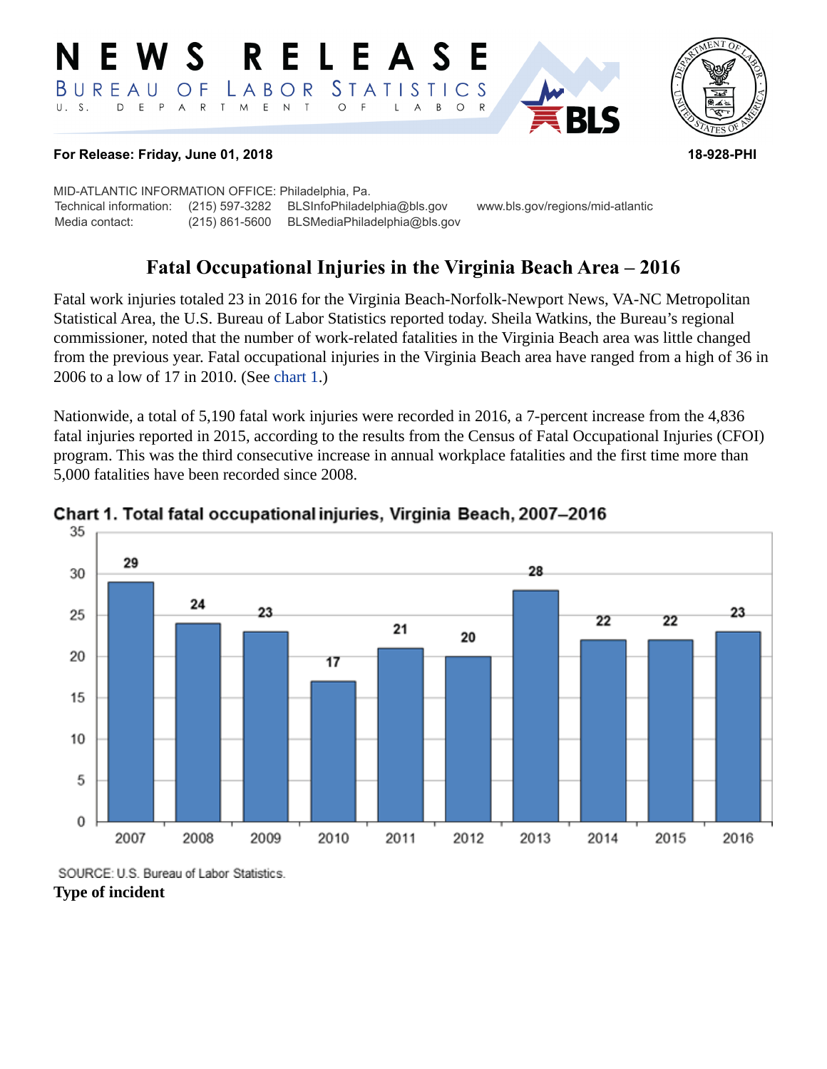# NEWS RELEASE

BUREAU OF LABOR STATISTICS

U. S. DEPARTMENT OF LABOR

**For Release: Friday, June 01, 2018** **18-928-PHI**

MID-ATLANTIC INFORMATION OFFICE: Philadelphia, Pa.

Technical information: (215) 597-3282 BLSInfoPhiladelphia@bls.gov www.bls.gov/regions/mid-atlantic

Media contact: (215) 861-5600 BLSMediaPhiladelphia@bls.gov

## Fatal Occupational Injuries in the Virginia Beach Area – 2016

Fatal work injuries totaled 23 in 2016 for the Virginia Beach-Norfolk-Newport News, VA-NC Metropolitan Statistical Area, the U.S. Bureau of Labor Statistics reported today. Sheila Watkins, the Bureau's regional commissioner, noted that the number of work-related fatalities in the Virginia Beach area was little changed from the previous year. Fatal occupational injuries in the Virginia Beach area have ranged from a high of 36 in 2006 to a low of 17 in 2010. (See chart 1.)

Nationwide, a total of 5,190 fatal work injuries were recorded in 2016, a 7-percent increase from the 4,836 fatal injuries reported in 2015, according to the results from the Census of Fatal Occupational Injuries (CFOI) program. This was the third consecutive increase in annual workplace fatalities and the first time more than 5,000 fatalities have been recorded since 2008.

**Chart 1. Total fatal occupational injuries, Virginia Beach, 2007–2016**

| Year | Fatal injuries |
|---|---|
| 2007 | 29 |
| 2008 | 24 |
| 2009 | 23 |
| 2010 | 17 |
| 2011 | 21 |
| 2012 | 20 |
| 2013 | 28 |
| 2014 | 22 |
| 2015 | 22 |
| 2016 | 23 |

SOURCE: U.S. Bureau of Labor Statistics.

**Type of incident**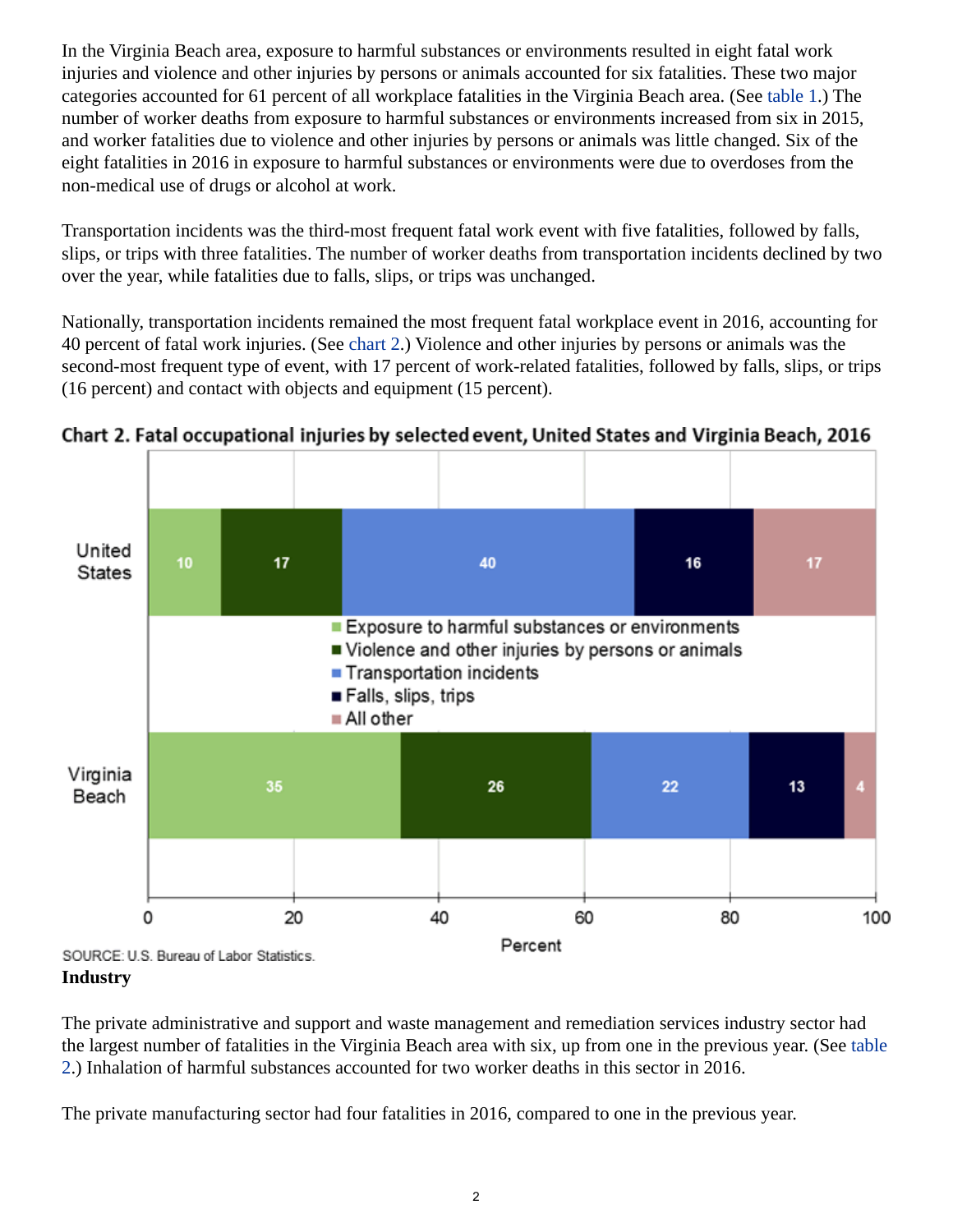In the Virginia Beach area, exposure to harmful substances or environments resulted in eight fatal work injuries and violence and other injuries by persons or animals accounted for six fatalities. These two major categories accounted for 61 percent of all workplace fatalities in the Virginia Beach area. (See table 1.) The number of worker deaths from exposure to harmful substances or environments increased from six in 2015, and worker fatalities due to violence and other injuries by persons or animals was little changed. Six of the eight fatalities in 2016 in exposure to harmful substances or environments were due to overdoses from the non-medical use of drugs or alcohol at work.

Transportation incidents was the third-most frequent fatal work event with five fatalities, followed by falls, slips, or trips with three fatalities. The number of worker deaths from transportation incidents declined by two over the year, while fatalities due to falls, slips, or trips was unchanged.

Nationally, transportation incidents remained the most frequent fatal workplace event in 2016, accounting for 40 percent of fatal work injuries. (See chart 2.) Violence and other injuries by persons or animals was the second-most frequent type of event, with 17 percent of work-related fatalities, followed by falls, slips, or trips (16 percent) and contact with objects and equipment (15 percent).

**Chart 2. Fatal occupational injuries by selected event, United States and Virginia Beach, 2016**

| Area | Exposure to harmful substances or environments | Violence and other injuries by persons or animals | Transportation incidents | Falls, slips, trips | All other |
|---|---|---|---|---|---|
| United States | 10 | 17 | 40 | 16 | 17 |
| Virginia Beach | 35 | 26 | 22 | 13 | 4 |

Percent

SOURCE: U.S. Bureau of Labor Statistics.

## Industry

The private administrative and support and waste management and remediation services industry sector had the largest number of fatalities in the Virginia Beach area with six, up from one in the previous year. (See table 2.) Inhalation of harmful substances accounted for two worker deaths in this sector in 2016.

The private manufacturing sector had four fatalities in 2016, compared to one in the previous year.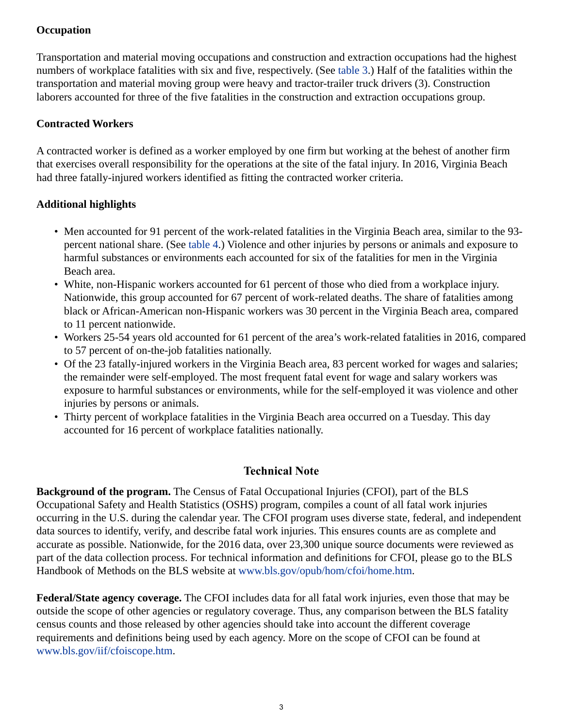### Occupation

Transportation and material moving occupations and construction and extraction occupations had the highest numbers of workplace fatalities with six and five, respectively. (See table 3.) Half of the fatalities within the transportation and material moving group were heavy and tractor-trailer truck drivers (3). Construction laborers accounted for three of the five fatalities in the construction and extraction occupations group.

### Contracted Workers

A contracted worker is defined as a worker employed by one firm but working at the behest of another firm that exercises overall responsibility for the operations at the site of the fatal injury. In 2016, Virginia Beach had three fatally-injured workers identified as fitting the contracted worker criteria.

### Additional highlights

- Men accounted for 91 percent of the work-related fatalities in the Virginia Beach area, similar to the 93-percent national share. (See table 4.) Violence and other injuries by persons or animals and exposure to harmful substances or environments each accounted for six of the fatalities for men in the Virginia Beach area.
- White, non-Hispanic workers accounted for 61 percent of those who died from a workplace injury. Nationwide, this group accounted for 67 percent of work-related deaths. The share of fatalities among black or African-American non-Hispanic workers was 30 percent in the Virginia Beach area, compared to 11 percent nationwide.
- Workers 25-54 years old accounted for 61 percent of the area's work-related fatalities in 2016, compared to 57 percent of on-the-job fatalities nationally.
- Of the 23 fatally-injured workers in the Virginia Beach area, 83 percent worked for wages and salaries; the remainder were self-employed. The most frequent fatal event for wage and salary workers was exposure to harmful substances or environments, while for the self-employed it was violence and other injuries by persons or animals.
- Thirty percent of workplace fatalities in the Virginia Beach area occurred on a Tuesday. This day accounted for 16 percent of workplace fatalities nationally.

## Technical Note

**Background of the program.** The Census of Fatal Occupational Injuries (CFOI), part of the BLS Occupational Safety and Health Statistics (OSHS) program, compiles a count of all fatal work injuries occurring in the U.S. during the calendar year. The CFOI program uses diverse state, federal, and independent data sources to identify, verify, and describe fatal work injuries. This ensures counts are as complete and accurate as possible. Nationwide, for the 2016 data, over 23,300 unique source documents were reviewed as part of the data collection process. For technical information and definitions for CFOI, please go to the BLS Handbook of Methods on the BLS website at www.bls.gov/opub/hom/cfoi/home.htm.

**Federal/State agency coverage.** The CFOI includes data for all fatal work injuries, even those that may be outside the scope of other agencies or regulatory coverage. Thus, any comparison between the BLS fatality census counts and those released by other agencies should take into account the different coverage requirements and definitions being used by each agency. More on the scope of CFOI can be found at www.bls.gov/iif/cfoiscope.htm.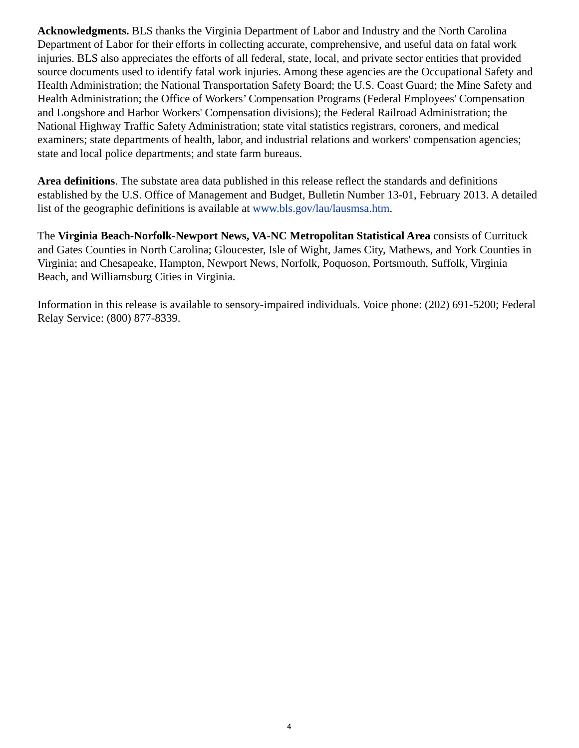**Acknowledgments.** BLS thanks the Virginia Department of Labor and Industry and the North Carolina Department of Labor for their efforts in collecting accurate, comprehensive, and useful data on fatal work injuries. BLS also appreciates the efforts of all federal, state, local, and private sector entities that provided source documents used to identify fatal work injuries. Among these agencies are the Occupational Safety and Health Administration; the National Transportation Safety Board; the U.S. Coast Guard; the Mine Safety and Health Administration; the Office of Workers' Compensation Programs (Federal Employees' Compensation and Longshore and Harbor Workers' Compensation divisions); the Federal Railroad Administration; the National Highway Traffic Safety Administration; state vital statistics registrars, coroners, and medical examiners; state departments of health, labor, and industrial relations and workers' compensation agencies; state and local police departments; and state farm bureaus.

**Area definitions**. The substate area data published in this release reflect the standards and definitions established by the U.S. Office of Management and Budget, Bulletin Number 13-01, February 2013. A detailed list of the geographic definitions is available at www.bls.gov/lau/lausmsa.htm.

The **Virginia Beach-Norfolk-Newport News, VA-NC Metropolitan Statistical Area** consists of Currituck and Gates Counties in North Carolina; Gloucester, Isle of Wight, James City, Mathews, and York Counties in Virginia; and Chesapeake, Hampton, Newport News, Norfolk, Poquoson, Portsmouth, Suffolk, Virginia Beach, and Williamsburg Cities in Virginia.

Information in this release is available to sensory-impaired individuals. Voice phone: (202) 691-5200; Federal Relay Service: (800) 877-8339.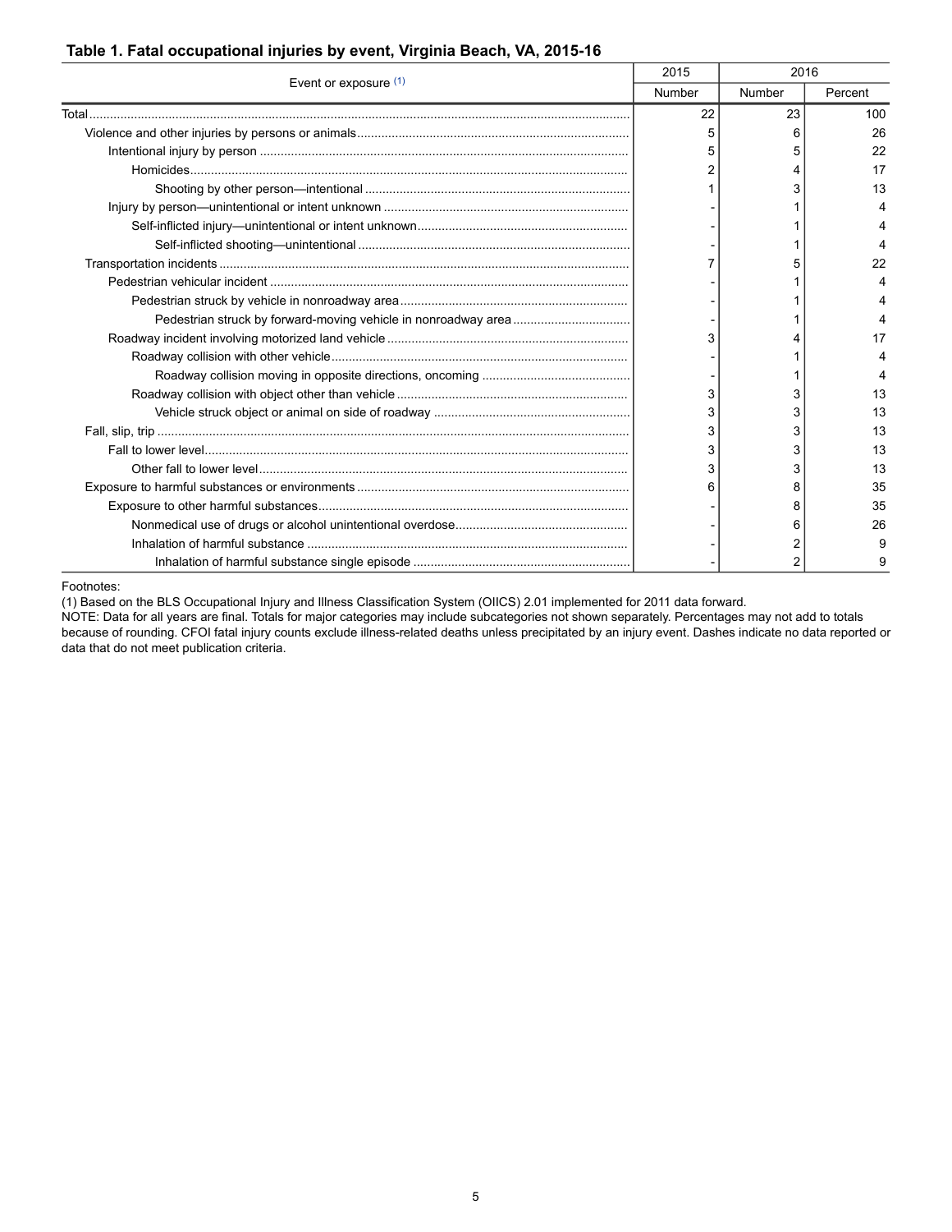## Table 1. Fatal occupational injuries by event, Virginia Beach, VA, 2015-16

| Event or exposure (1) | 2015 | 2016 | |
|---|---|---|---|
| | Number | Number | Percent |
| Total | 22 | 23 | 100 |
| Violence and other injuries by persons or animals | 5 | 6 | 26 |
| Intentional injury by person | 5 | 5 | 22 |
| Homicides | 2 | 4 | 17 |
| Shooting by other person—intentional | 1 | 3 | 13 |
| Injury by person—unintentional or intent unknown | - | 1 | 4 |
| Self-inflicted injury—unintentional or intent unknown | - | 1 | 4 |
| Self-inflicted shooting—unintentional | - | 1 | 4 |
| Transportation incidents | 7 | 5 | 22 |
| Pedestrian vehicular incident | - | 1 | 4 |
| Pedestrian struck by vehicle in nonroadway area | - | 1 | 4 |
| Pedestrian struck by forward-moving vehicle in nonroadway area | - | 1 | 4 |
| Roadway incident involving motorized land vehicle | 3 | 4 | 17 |
| Roadway collision with other vehicle | - | 1 | 4 |
| Roadway collision moving in opposite directions, oncoming | - | 1 | 4 |
| Roadway collision with object other than vehicle | 3 | 3 | 13 |
| Vehicle struck object or animal on side of roadway | 3 | 3 | 13 |
| Fall, slip, trip | 3 | 3 | 13 |
| Fall to lower level | 3 | 3 | 13 |
| Other fall to lower level | 3 | 3 | 13 |
| Exposure to harmful substances or environments | 6 | 8 | 35 |
| Exposure to other harmful substances | - | 8 | 35 |
| Nonmedical use of drugs or alcohol unintentional overdose | - | 6 | 26 |
| Inhalation of harmful substance | - | 2 | 9 |
| Inhalation of harmful substance single episode | - | 2 | 9 |

Footnotes:
(1) Based on the BLS Occupational Injury and Illness Classification System (OIICS) 2.01 implemented for 2011 data forward.
NOTE: Data for all years are final. Totals for major categories may include subcategories not shown separately. Percentages may not add to totals because of rounding. CFOI fatal injury counts exclude illness-related deaths unless precipitated by an injury event. Dashes indicate no data reported or data that do not meet publication criteria.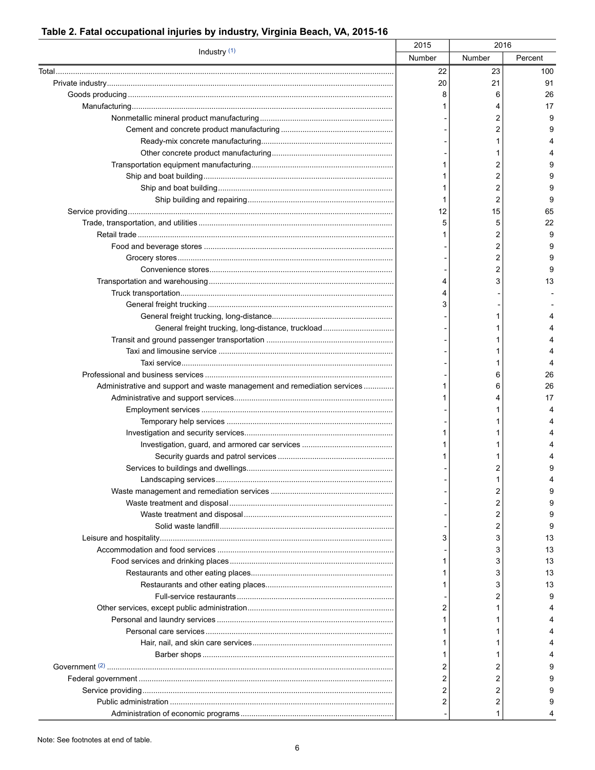## Table 2. Fatal occupational injuries by industry, Virginia Beach, VA, 2015-16

| Industry [(1)] | 2015 | 2016 | |
|---|---|---|---|
| | Number | Number | Percent |
| Total | 22 | 23 | 100 |
| Private industry | 20 | 21 | 91 |
| Goods producing | 8 | 6 | 26 |
| Manufacturing | 1 | 4 | 17 |
| Nonmetallic mineral product manufacturing | - | 2 | 9 |
| Cement and concrete product manufacturing | - | 2 | 9 |
| Ready-mix concrete manufacturing | - | 1 | 4 |
| Other concrete product manufacturing | - | 1 | 4 |
| Transportation equipment manufacturing | 1 | 2 | 9 |
| Ship and boat building | 1 | 2 | 9 |
| Ship and boat building | 1 | 2 | 9 |
| Ship building and repairing | 1 | 2 | 9 |
| Service providing | 12 | 15 | 65 |
| Trade, transportation, and utilities | 5 | 5 | 22 |
| Retail trade | 1 | 2 | 9 |
| Food and beverage stores | - | 2 | 9 |
| Grocery stores | - | 2 | 9 |
| Convenience stores | - | 2 | 9 |
| Transportation and warehousing | 4 | 3 | 13 |
| Truck transportation | 4 | - | - |
| General freight trucking | 3 | - | - |
| General freight trucking, long-distance | - | 1 | 4 |
| General freight trucking, long-distance, truckload | - | 1 | 4 |
| Transit and ground passenger transportation | - | 1 | 4 |
| Taxi and limousine service | - | 1 | 4 |
| Taxi service | - | 1 | 4 |
| Professional and business services | - | 6 | 26 |
| Administrative and support and waste management and remediation services | 1 | 6 | 26 |
| Administrative and support services | 1 | 4 | 17 |
| Employment services | - | 1 | 4 |
| Temporary help services | - | 1 | 4 |
| Investigation and security services | 1 | 1 | 4 |
| Investigation, guard, and armored car services | 1 | 1 | 4 |
| Security guards and patrol services | 1 | 1 | 4 |
| Services to buildings and dwellings | - | 2 | 9 |
| Landscaping services | - | 1 | 4 |
| Waste management and remediation services | - | 2 | 9 |
| Waste treatment and disposal | - | 2 | 9 |
| Waste treatment and disposal | - | 2 | 9 |
| Solid waste landfill | - | 2 | 9 |
| Leisure and hospitality | 3 | 3 | 13 |
| Accommodation and food services | - | 3 | 13 |
| Food services and drinking places | 1 | 3 | 13 |
| Restaurants and other eating places | 1 | 3 | 13 |
| Restaurants and other eating places | 1 | 3 | 13 |
| Full-service restaurants | - | 2 | 9 |
| Other services, except public administration | 2 | 1 | 4 |
| Personal and laundry services | 1 | 1 | 4 |
| Personal care services | 1 | 1 | 4 |
| Hair, nail, and skin care services | 1 | 1 | 4 |
| Barber shops | 1 | 1 | 4 |
| Government [(2)] | 2 | 2 | 9 |
| Federal government | 2 | 2 | 9 |
| Service providing | 2 | 2 | 9 |
| Public administration | 2 | 2 | 9 |
| Administration of economic programs | - | 1 | 4 |

Note: See footnotes at end of table.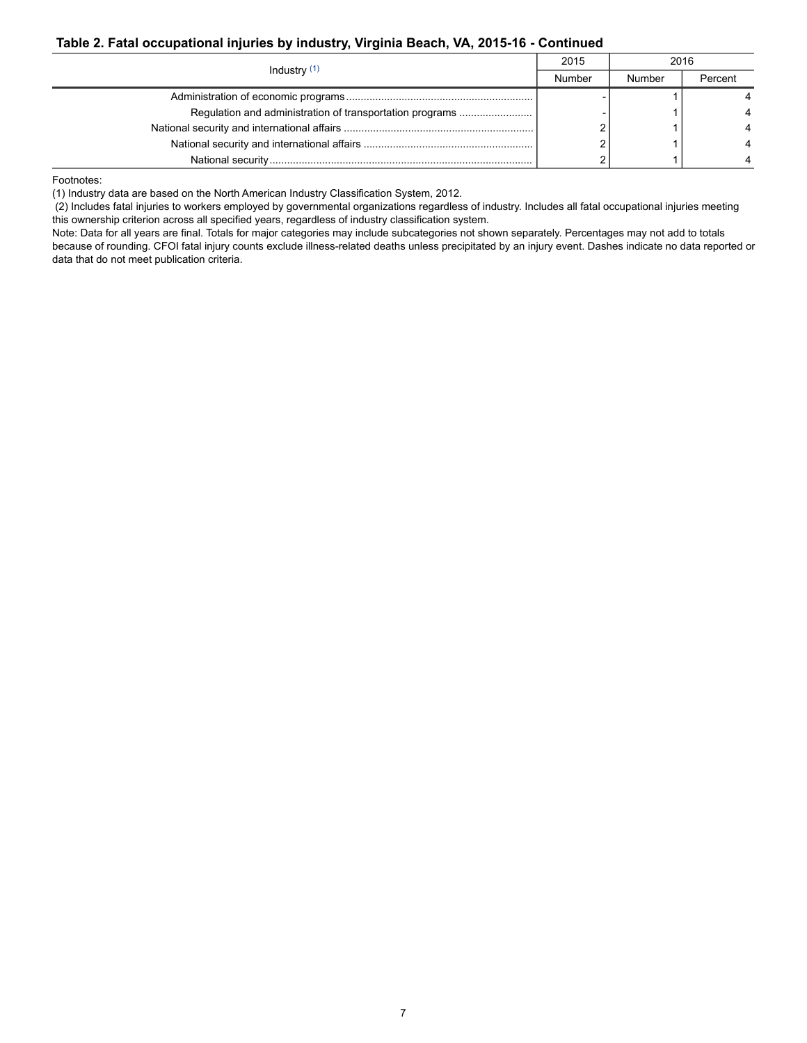## Table 2. Fatal occupational injuries by industry, Virginia Beach, VA, 2015-16 - Continued

| Industry (1) | 2015 | 2016 | |
|---|---|---|---|
| | Number | Number | Percent |
| Administration of economic programs | - | 1 | 4 |
| Regulation and administration of transportation programs | - | 1 | 4 |
| National security and international affairs | 2 | 1 | 4 |
| National security and international affairs | 2 | 1 | 4 |
| National security | 2 | 1 | 4 |

Footnotes:

(1) Industry data are based on the North American Industry Classification System, 2012.

(2) Includes fatal injuries to workers employed by governmental organizations regardless of industry. Includes all fatal occupational injuries meeting this ownership criterion across all specified years, regardless of industry classification system.

Note: Data for all years are final. Totals for major categories may include subcategories not shown separately. Percentages may not add to totals because of rounding. CFOI fatal injury counts exclude illness-related deaths unless precipitated by an injury event. Dashes indicate no data reported or data that do not meet publication criteria.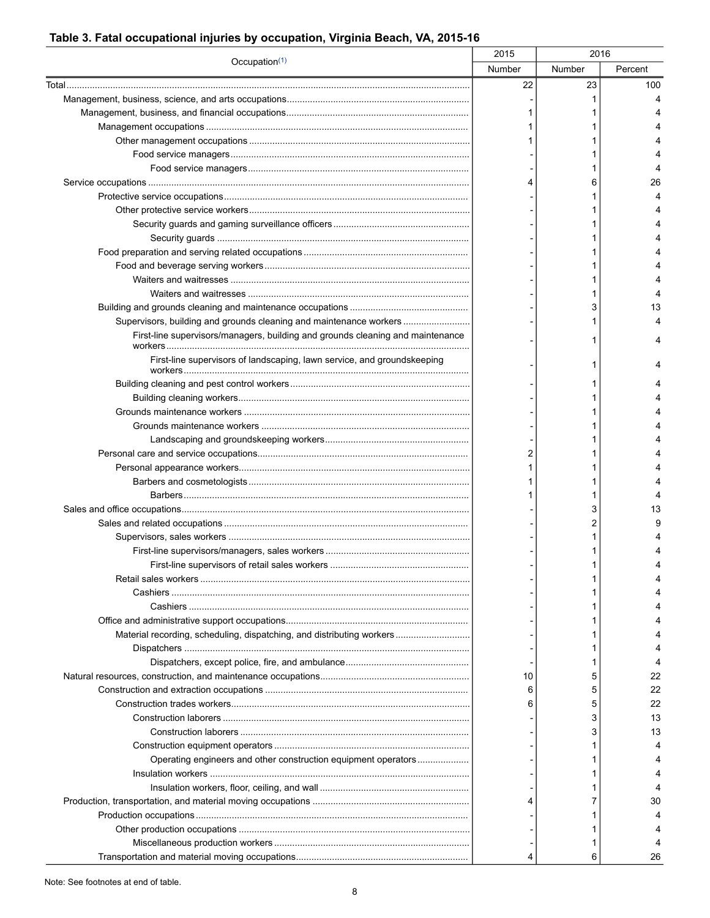**Table 3. Fatal occupational injuries by occupation, Virginia Beach, VA, 2015-16**

| Occupation[(1)] | 2015 | 2016 | |
|---|---|---|---|
| | Number | Number | Percent |
| Total | 22 | 23 | 100 |
| Management, business, science, and arts occupations | - | 1 | 4 |
| Management, business, and financial occupations | 1 | 1 | 4 |
| Management occupations | 1 | 1 | 4 |
| Other management occupations | 1 | 1 | 4 |
| Food service managers | - | 1 | 4 |
| Food service managers | - | 1 | 4 |
| Service occupations | 4 | 6 | 26 |
| Protective service occupations | - | 1 | 4 |
| Other protective service workers | - | 1 | 4 |
| Security guards and gaming surveillance officers | - | 1 | 4 |
| Security guards | - | 1 | 4 |
| Food preparation and serving related occupations | - | 1 | 4 |
| Food and beverage serving workers | - | 1 | 4 |
| Waiters and waitresses | - | 1 | 4 |
| Waiters and waitresses | - | 1 | 4 |
| Building and grounds cleaning and maintenance occupations | - | 3 | 13 |
| Supervisors, building and grounds cleaning and maintenance workers | - | 1 | 4 |
| First-line supervisors/managers, building and grounds cleaning and maintenance workers | - | 1 | 4 |
| First-line supervisors of landscaping, lawn service, and groundskeeping workers | - | 1 | 4 |
| Building cleaning and pest control workers | - | 1 | 4 |
| Building cleaning workers | - | 1 | 4 |
| Grounds maintenance workers | - | 1 | 4 |
| Grounds maintenance workers | - | 1 | 4 |
| Landscaping and groundskeeping workers | - | 1 | 4 |
| Personal care and service occupations | 2 | 1 | 4 |
| Personal appearance workers | 1 | 1 | 4 |
| Barbers and cosmetologists | 1 | 1 | 4 |
| Barbers | 1 | 1 | 4 |
| Sales and office occupations | - | 3 | 13 |
| Sales and related occupations | - | 2 | 9 |
| Supervisors, sales workers | - | 1 | 4 |
| First-line supervisors/managers, sales workers | - | 1 | 4 |
| First-line supervisors of retail sales workers | - | 1 | 4 |
| Retail sales workers | - | 1 | 4 |
| Cashiers | - | 1 | 4 |
| Cashiers | - | 1 | 4 |
| Office and administrative support occupations | - | 1 | 4 |
| Material recording, scheduling, dispatching, and distributing workers | - | 1 | 4 |
| Dispatchers | - | 1 | 4 |
| Dispatchers, except police, fire, and ambulance | - | 1 | 4 |
| Natural resources, construction, and maintenance occupations | 10 | 5 | 22 |
| Construction and extraction occupations | 6 | 5 | 22 |
| Construction trades workers | 6 | 5 | 22 |
| Construction laborers | - | 3 | 13 |
| Construction laborers | - | 3 | 13 |
| Construction equipment operators | - | 1 | 4 |
| Operating engineers and other construction equipment operators | - | 1 | 4 |
| Insulation workers | - | 1 | 4 |
| Insulation workers, floor, ceiling, and wall | - | 1 | 4 |
| Production, transportation, and material moving occupations | 4 | 7 | 30 |
| Production occupations | - | 1 | 4 |
| Other production occupations | - | 1 | 4 |
| Miscellaneous production workers | - | 1 | 4 |
| Transportation and material moving occupations | 4 | 6 | 26 |

Note: See footnotes at end of table.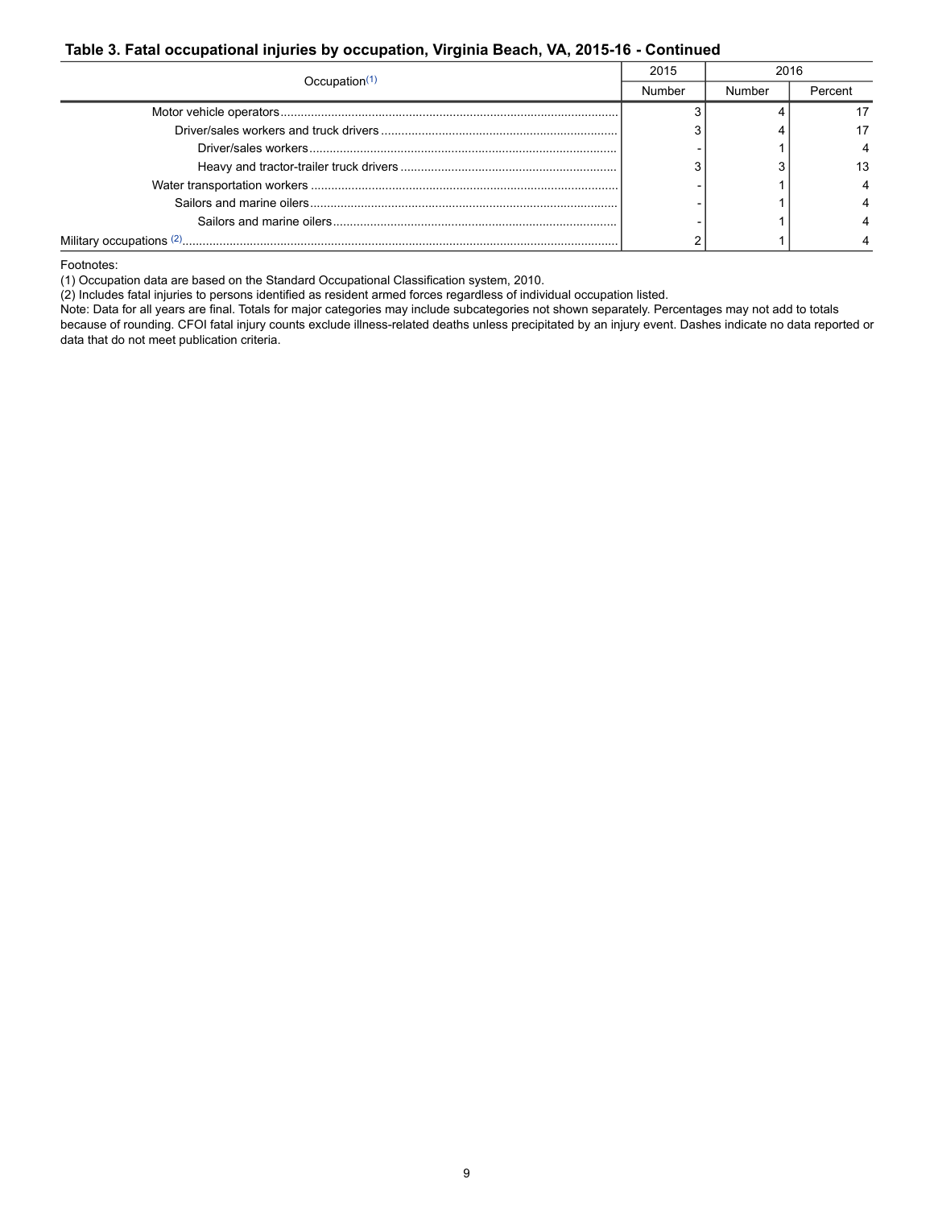**Table 3. Fatal occupational injuries by occupation, Virginia Beach, VA, 2015-16 - Continued**

| Occupation[1] | 2015 | 2016 | |
|---|---|---|---|
| | Number | Number | Percent |
| Motor vehicle operators | 3 | 4 | 17 |
| Driver/sales workers and truck drivers | 3 | 4 | 17 |
| Driver/sales workers | - | 1 | 4 |
| Heavy and tractor-trailer truck drivers | 3 | 3 | 13 |
| Water transportation workers | - | 1 | 4 |
| Sailors and marine oilers | - | 1 | 4 |
| Sailors and marine oilers | - | 1 | 4 |
| Military occupations [2] | 2 | 1 | 4 |

Footnotes:
(1) Occupation data are based on the Standard Occupational Classification system, 2010.
(2) Includes fatal injuries to persons identified as resident armed forces regardless of individual occupation listed.
Note: Data for all years are final. Totals for major categories may include subcategories not shown separately. Percentages may not add to totals because of rounding. CFOI fatal injury counts exclude illness-related deaths unless precipitated by an injury event. Dashes indicate no data reported or data that do not meet publication criteria.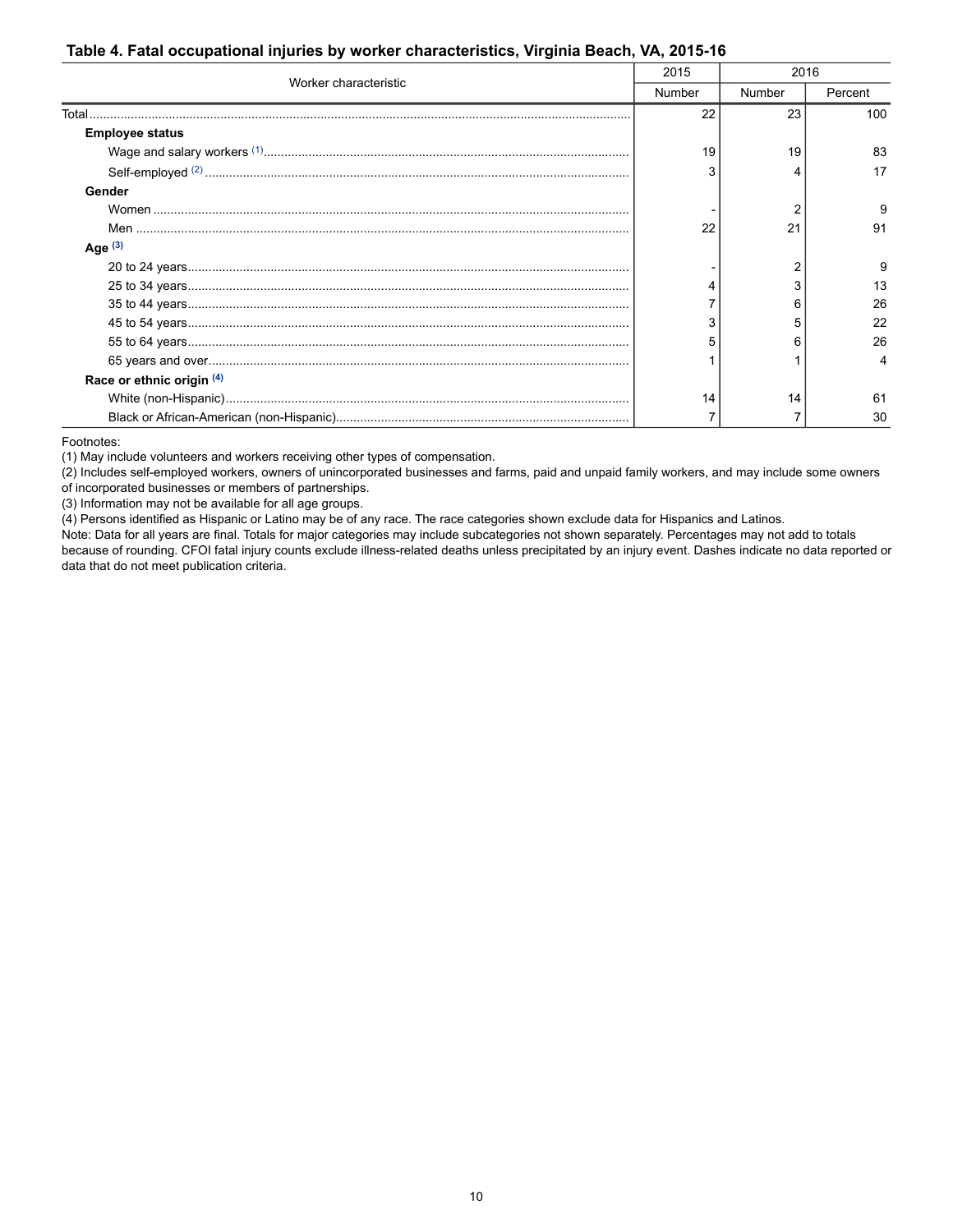### Table 4. Fatal occupational injuries by worker characteristics, Virginia Beach, VA, 2015-16

| Worker characteristic | 2015 | 2016 | |
|---|---|---|---|
| | Number | Number | Percent |
| Total | 22 | 23 | 100 |
| **Employee status** | | | |
| Wage and salary workers (1) | 19 | 19 | 83 |
| Self-employed (2) | 3 | 4 | 17 |
| **Gender** | | | |
| Women | - | 2 | 9 |
| Men | 22 | 21 | 91 |
| **Age (3)** | | | |
| 20 to 24 years | - | 2 | 9 |
| 25 to 34 years | 4 | 3 | 13 |
| 35 to 44 years | 7 | 6 | 26 |
| 45 to 54 years | 3 | 5 | 22 |
| 55 to 64 years | 5 | 6 | 26 |
| 65 years and over | 1 | 1 | 4 |
| **Race or ethnic origin (4)** | | | |
| White (non-Hispanic) | 14 | 14 | 61 |
| Black or African-American (non-Hispanic) | 7 | 7 | 30 |

Footnotes:
(1) May include volunteers and workers receiving other types of compensation.
(2) Includes self-employed workers, owners of unincorporated businesses and farms, paid and unpaid family workers, and may include some owners of incorporated businesses or members of partnerships.
(3) Information may not be available for all age groups.
(4) Persons identified as Hispanic or Latino may be of any race. The race categories shown exclude data for Hispanics and Latinos.
Note: Data for all years are final. Totals for major categories may include subcategories not shown separately. Percentages may not add to totals because of rounding. CFOI fatal injury counts exclude illness-related deaths unless precipitated by an injury event. Dashes indicate no data reported or data that do not meet publication criteria.